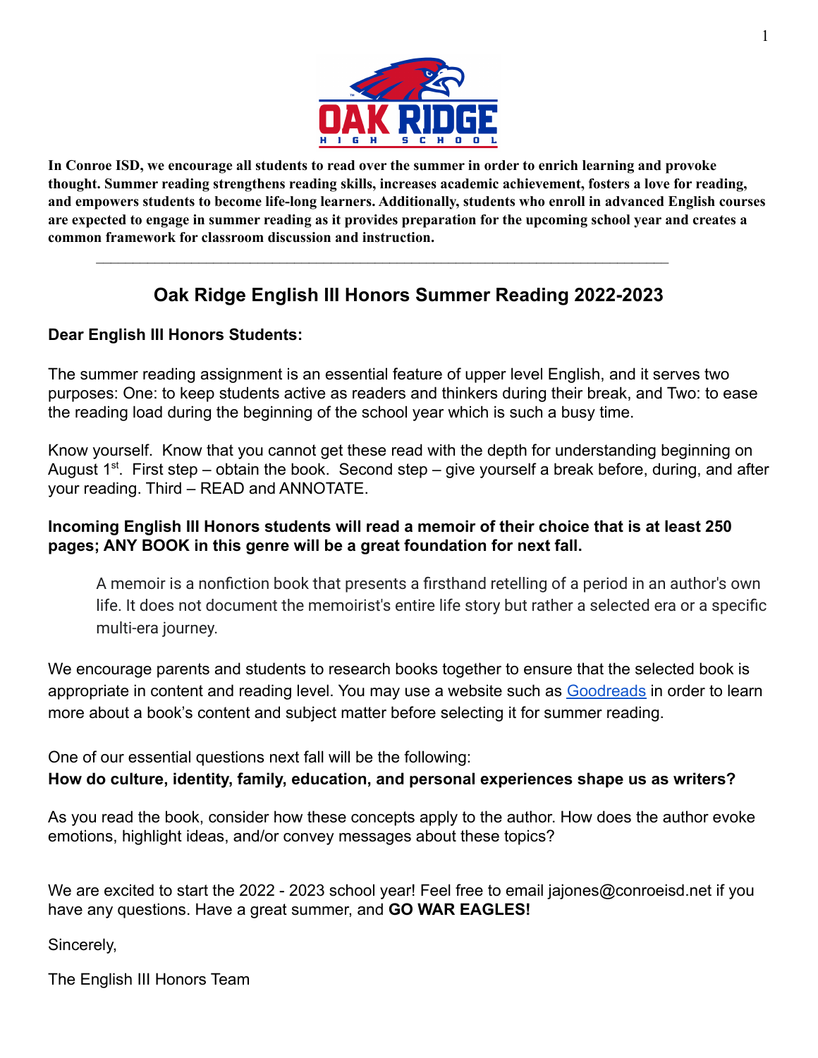**In Conroe ISD, we encourage all students to read over the summer in order to enrich learning and provoke thought. Summer reading strengthens reading skills, increases academic achievement, fosters a love for reading, and empowers students to become life-long learners. Additionally, students who enroll in advanced English courses are expected to engage in summer reading as it provides preparation for the upcoming school year and creates a common framework for classroom discussion and instruction.**

---

## Oak Ridge English III Honors Summer Reading 2022-2023

**Dear English III Honors Students:**

The summer reading assignment is an essential feature of upper level English, and it serves two purposes: One: to keep students active as readers and thinkers during their break, and Two: to ease the reading load during the beginning of the school year which is such a busy time.

Know yourself. Know that you cannot get these read with the depth for understanding beginning on August 1st. First step – obtain the book. Second step – give yourself a break before, during, and after your reading. Third – READ and ANNOTATE.

**Incoming English III Honors students will read a memoir of their choice that is at least 250 pages; ANY BOOK in this genre will be a great foundation for next fall.**

> A memoir is a nonfiction book that presents a firsthand retelling of a period in an author's own life. It does not document the memoirist's entire life story but rather a selected era or a specific multi-era journey.

We encourage parents and students to research books together to ensure that the selected book is appropriate in content and reading level. You may use a website such as Goodreads in order to learn more about a book's content and subject matter before selecting it for summer reading.

One of our essential questions next fall will be the following:
**How do culture, identity, family, education, and personal experiences shape us as writers?**

As you read the book, consider how these concepts apply to the author. How does the author evoke emotions, highlight ideas, and/or convey messages about these topics?

We are excited to start the 2022 - 2023 school year! Feel free to email jajones@conroeisd.net if you have any questions. Have a great summer, and **GO WAR EAGLES!**

Sincerely,

The English III Honors Team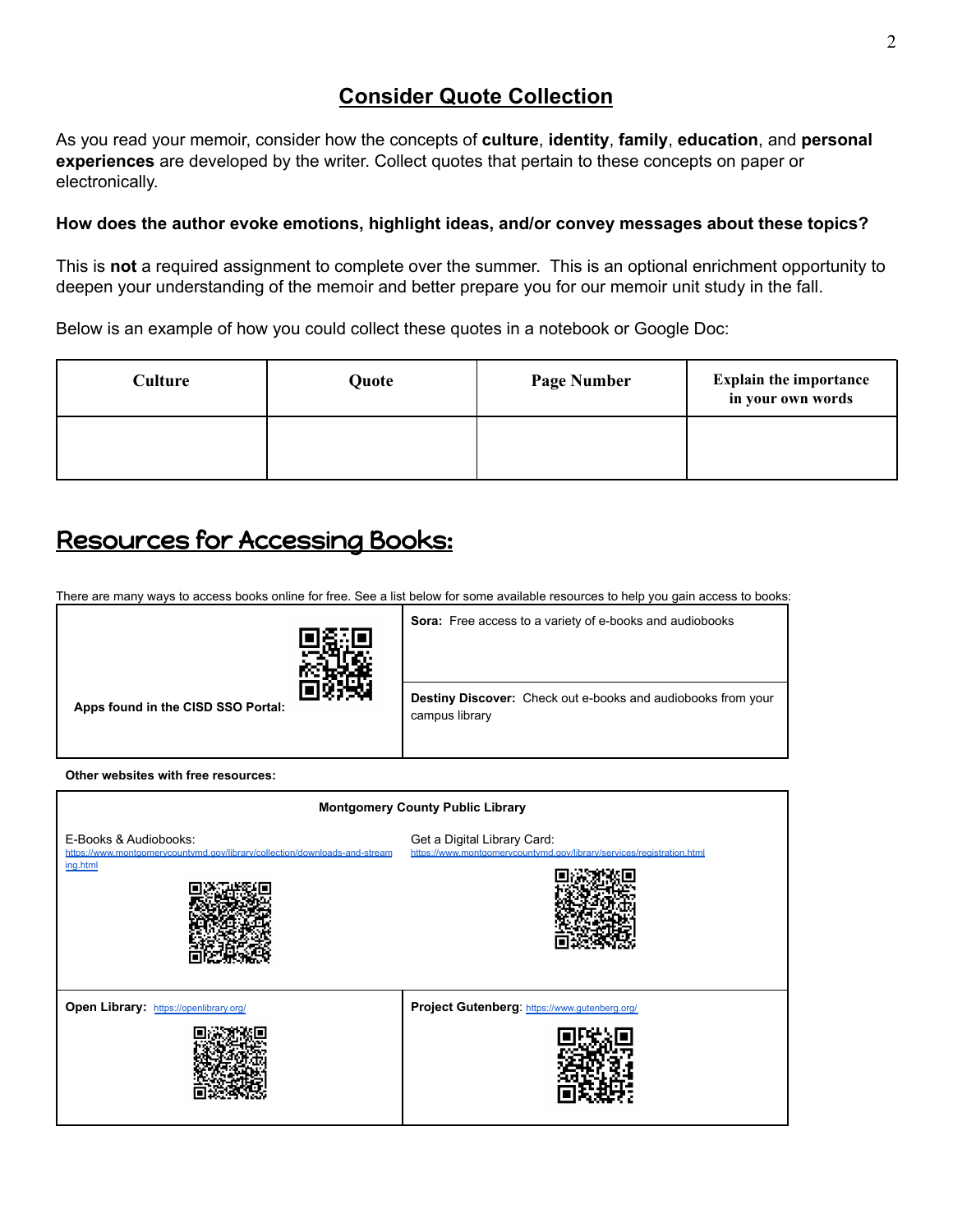## Consider Quote Collection

As you read your memoir, consider how the concepts of **culture**, **identity**, **family**, **education**, and **personal experiences** are developed by the writer. Collect quotes that pertain to these concepts on paper or electronically.

**How does the author evoke emotions, highlight ideas, and/or convey messages about these topics?**

This is **not** a required assignment to complete over the summer. This is an optional enrichment opportunity to deepen your understanding of the memoir and better prepare you for our memoir unit study in the fall.

Below is an example of how you could collect these quotes in a notebook or Google Doc:

| Culture | Quote | Page Number | Explain the importance in your own words |
|---|---|---|---|
| | | | |

## Resources for Accessing Books:

There are many ways to access books online for free. See a list below for some available resources to help you gain access to books:

| | |
|---|---|
| **Apps found in the CISD SSO Portal:** | **Sora:** Free access to a variety of e-books and audiobooks |
| | **Destiny Discover:** Check out e-books and audiobooks from your campus library |

**Other websites with free resources:**

**Montgomery County Public Library**

E-Books & Audiobooks: https://www.montgomerycountymd.gov/library/collection/downloads-and-streaming.html

Get a Digital Library Card: https://www.montgomerycountymd.gov/library/services/registration.html

**Open Library:** https://openlibrary.org/

**Project Gutenberg**: https://www.gutenberg.org/